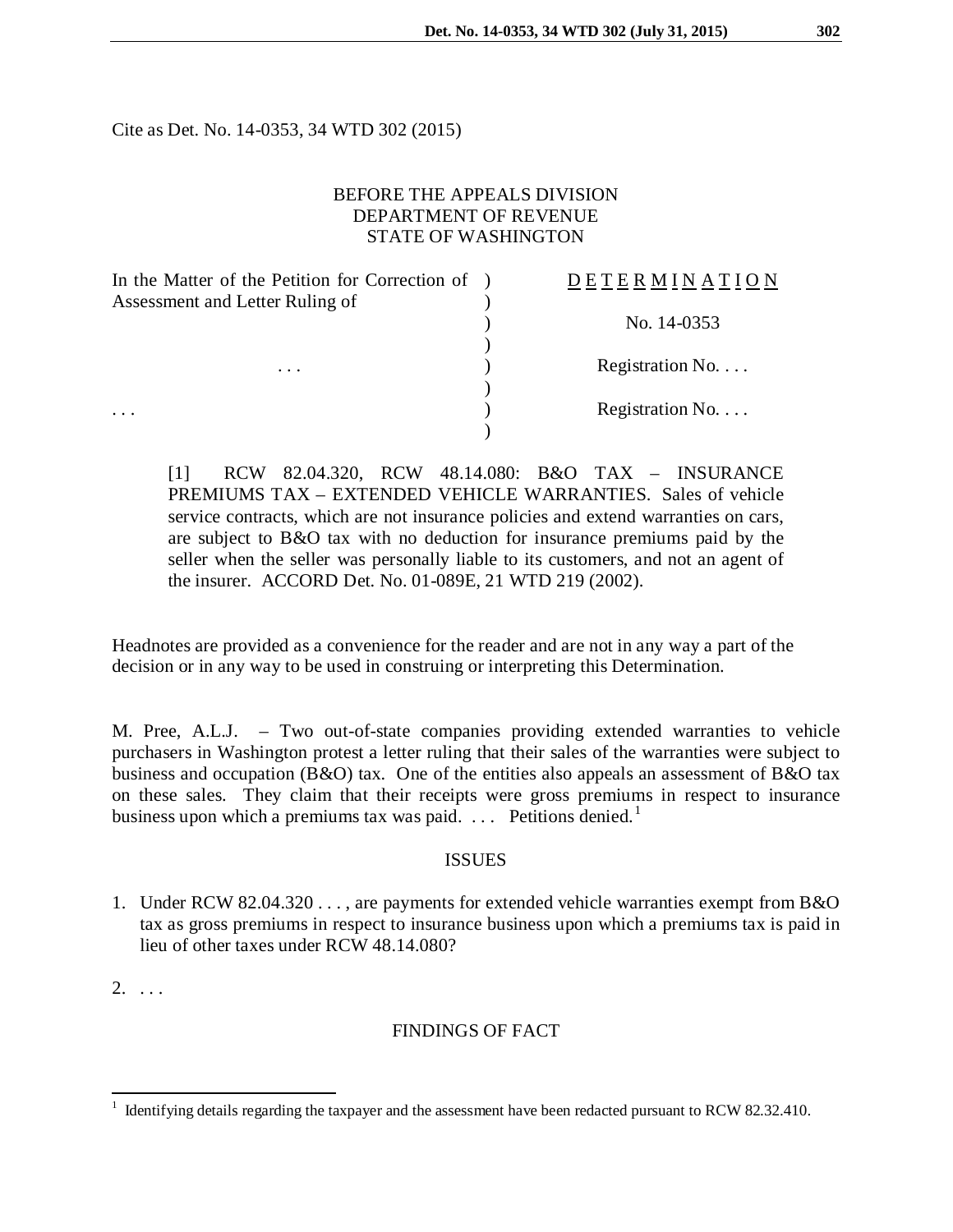Cite as Det. No. 14-0353, 34 WTD 302 (2015)

BEFORE THE APPEALS DIVISION
DEPARTMENT OF REVENUE
STATE OF WASHINGTON

| | |
|---|---|
| In the Matter of the Petition for Correction of Assessment and Letter Ruling of | D E T E R M I N A T I O N |
| | No. 14-0353 |
| . . . | Registration No. . . . |
| . . . | Registration No. . . . |

[1] RCW 82.04.320, RCW 48.14.080: B&O TAX – INSURANCE PREMIUMS TAX – EXTENDED VEHICLE WARRANTIES. Sales of vehicle service contracts, which are not insurance policies and extend warranties on cars, are subject to B&O tax with no deduction for insurance premiums paid by the seller when the seller was personally liable to its customers, and not an agent of the insurer. ACCORD Det. No. 01-089E, 21 WTD 219 (2002).

Headnotes are provided as a convenience for the reader and are not in any way a part of the decision or in any way to be used in construing or interpreting this Determination.

M. Pree, A.L.J. – Two out-of-state companies providing extended warranties to vehicle purchasers in Washington protest a letter ruling that their sales of the warranties were subject to business and occupation (B&O) tax. One of the entities also appeals an assessment of B&O tax on these sales. They claim that their receipts were gross premiums in respect to insurance business upon which a premiums tax was paid. . . . Petitions denied.[1]

## ISSUES

1. Under RCW 82.04.320 . . . , are payments for extended vehicle warranties exempt from B&O tax as gross premiums in respect to insurance business upon which a premiums tax is paid in lieu of other taxes under RCW 48.14.080?

2. . . .

## FINDINGS OF FACT

[1] Identifying details regarding the taxpayer and the assessment have been redacted pursuant to RCW 82.32.410.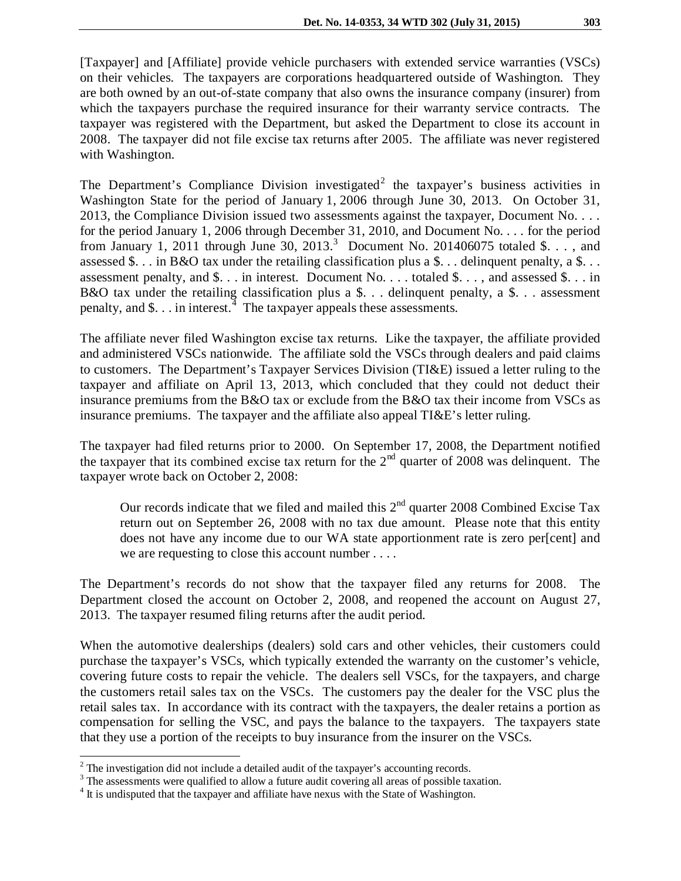[Taxpayer] and [Affiliate] provide vehicle purchasers with extended service warranties (VSCs) on their vehicles. The taxpayers are corporations headquartered outside of Washington. They are both owned by an out-of-state company that also owns the insurance company (insurer) from which the taxpayers purchase the required insurance for their warranty service contracts. The taxpayer was registered with the Department, but asked the Department to close its account in 2008. The taxpayer did not file excise tax returns after 2005. The affiliate was never registered with Washington.

The Department's Compliance Division investigated[2] the taxpayer's business activities in Washington State for the period of January 1, 2006 through June 30, 2013. On October 31, 2013, the Compliance Division issued two assessments against the taxpayer, Document No. . . . for the period January 1, 2006 through December 31, 2010, and Document No. . . . for the period from January 1, 2011 through June 30, 2013.[3] Document No. 201406075 totaled $. . . , and assessed $. . . in B&O tax under the retailing classification plus a $. . . delinquent penalty, a $. . . assessment penalty, and $. . . in interest. Document No. . . . totaled $. . . , and assessed $. . . in B&O tax under the retailing classification plus a $. . . delinquent penalty, a $. . . assessment penalty, and $. . . in interest.[4] The taxpayer appeals these assessments.

The affiliate never filed Washington excise tax returns. Like the taxpayer, the affiliate provided and administered VSCs nationwide. The affiliate sold the VSCs through dealers and paid claims to customers. The Department's Taxpayer Services Division (TI&E) issued a letter ruling to the taxpayer and affiliate on April 13, 2013, which concluded that they could not deduct their insurance premiums from the B&O tax or exclude from the B&O tax their income from VSCs as insurance premiums. The taxpayer and the affiliate also appeal TI&E's letter ruling.

The taxpayer had filed returns prior to 2000. On September 17, 2008, the Department notified the taxpayer that its combined excise tax return for the 2nd quarter of 2008 was delinquent. The taxpayer wrote back on October 2, 2008:

> Our records indicate that we filed and mailed this 2nd quarter 2008 Combined Excise Tax return out on September 26, 2008 with no tax due amount. Please note that this entity does not have any income due to our WA state apportionment rate is zero per[cent] and we are requesting to close this account number . . . .

The Department's records do not show that the taxpayer filed any returns for 2008. The Department closed the account on October 2, 2008, and reopened the account on August 27, 2013. The taxpayer resumed filing returns after the audit period.

When the automotive dealerships (dealers) sold cars and other vehicles, their customers could purchase the taxpayer's VSCs, which typically extended the warranty on the customer's vehicle, covering future costs to repair the vehicle. The dealers sell VSCs, for the taxpayers, and charge the customers retail sales tax on the VSCs. The customers pay the dealer for the VSC plus the retail sales tax. In accordance with its contract with the taxpayers, the dealer retains a portion as compensation for selling the VSC, and pays the balance to the taxpayers. The taxpayers state that they use a portion of the receipts to buy insurance from the insurer on the VSCs.

---

[2] The investigation did not include a detailed audit of the taxpayer's accounting records.

[3] The assessments were qualified to allow a future audit covering all areas of possible taxation.

[4] It is undisputed that the taxpayer and affiliate have nexus with the State of Washington.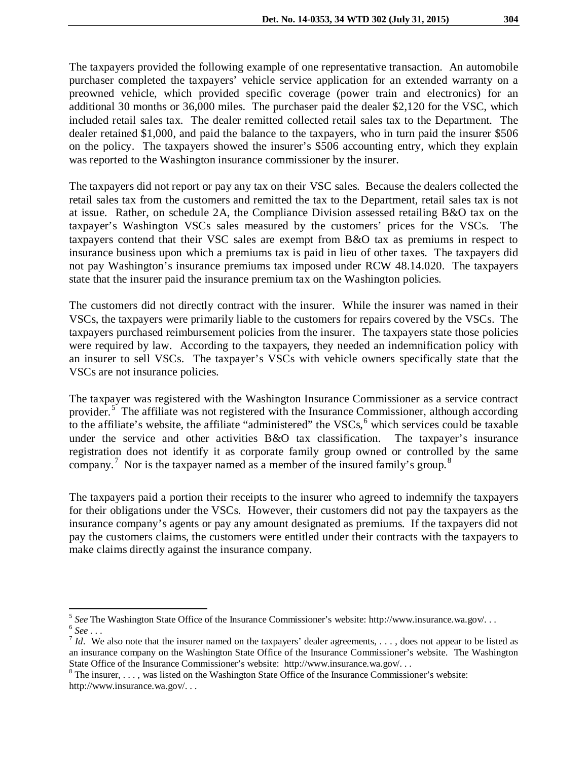The taxpayers provided the following example of one representative transaction. An automobile purchaser completed the taxpayers' vehicle service application for an extended warranty on a preowned vehicle, which provided specific coverage (power train and electronics) for an additional 30 months or 36,000 miles. The purchaser paid the dealer $2,120 for the VSC, which included retail sales tax. The dealer remitted collected retail sales tax to the Department. The dealer retained $1,000, and paid the balance to the taxpayers, who in turn paid the insurer $506 on the policy. The taxpayers showed the insurer's $506 accounting entry, which they explain was reported to the Washington insurance commissioner by the insurer.

The taxpayers did not report or pay any tax on their VSC sales. Because the dealers collected the retail sales tax from the customers and remitted the tax to the Department, retail sales tax is not at issue. Rather, on schedule 2A, the Compliance Division assessed retailing B&O tax on the taxpayer's Washington VSCs sales measured by the customers' prices for the VSCs. The taxpayers contend that their VSC sales are exempt from B&O tax as premiums in respect to insurance business upon which a premiums tax is paid in lieu of other taxes. The taxpayers did not pay Washington's insurance premiums tax imposed under RCW 48.14.020. The taxpayers state that the insurer paid the insurance premium tax on the Washington policies.

The customers did not directly contract with the insurer. While the insurer was named in their VSCs, the taxpayers were primarily liable to the customers for repairs covered by the VSCs. The taxpayers purchased reimbursement policies from the insurer. The taxpayers state those policies were required by law. According to the taxpayers, they needed an indemnification policy with an insurer to sell VSCs. The taxpayer's VSCs with vehicle owners specifically state that the VSCs are not insurance policies.

The taxpayer was registered with the Washington Insurance Commissioner as a service contract provider.[5] The affiliate was not registered with the Insurance Commissioner, although according to the affiliate's website, the affiliate "administered" the VSCs,[6] which services could be taxable under the service and other activities B&O tax classification. The taxpayer's insurance registration does not identify it as corporate family group owned or controlled by the same company.[7] Nor is the taxpayer named as a member of the insured family's group.[8]

The taxpayers paid a portion their receipts to the insurer who agreed to indemnify the taxpayers for their obligations under the VSCs. However, their customers did not pay the taxpayers as the insurance company's agents or pay any amount designated as premiums. If the taxpayers did not pay the customers claims, the customers were entitled under their contracts with the taxpayers to make claims directly against the insurance company.

---

[5] *See* The Washington State Office of the Insurance Commissioner's website: http://www.insurance.wa.gov/. . .

[6] *See* . . .

[7] *Id*. We also note that the insurer named on the taxpayers' dealer agreements, . . . , does not appear to be listed as an insurance company on the Washington State Office of the Insurance Commissioner's website. The Washington State Office of the Insurance Commissioner's website: http://www.insurance.wa.gov/. . .

[8] The insurer, . . . , was listed on the Washington State Office of the Insurance Commissioner's website: http://www.insurance.wa.gov/. . .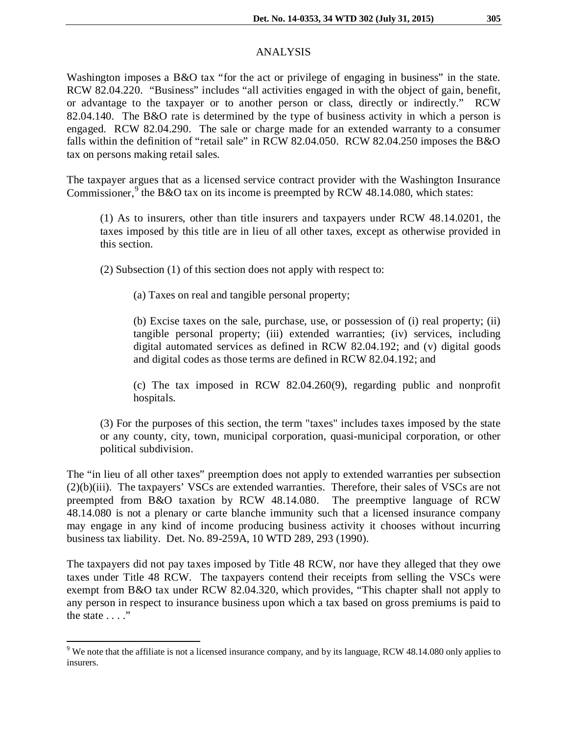## ANALYSIS

Washington imposes a B&O tax "for the act or privilege of engaging in business" in the state. RCW 82.04.220. "Business" includes "all activities engaged in with the object of gain, benefit, or advantage to the taxpayer or to another person or class, directly or indirectly." RCW 82.04.140. The B&O rate is determined by the type of business activity in which a person is engaged. RCW 82.04.290. The sale or charge made for an extended warranty to a consumer falls within the definition of "retail sale" in RCW 82.04.050. RCW 82.04.250 imposes the B&O tax on persons making retail sales.

The taxpayer argues that as a licensed service contract provider with the Washington Insurance Commissioner,[9] the B&O tax on its income is preempted by RCW 48.14.080, which states:

> (1) As to insurers, other than title insurers and taxpayers under RCW 48.14.0201, the taxes imposed by this title are in lieu of all other taxes, except as otherwise provided in this section.
>
> (2) Subsection (1) of this section does not apply with respect to:
>
> > (a) Taxes on real and tangible personal property;
> >
> > (b) Excise taxes on the sale, purchase, use, or possession of (i) real property; (ii) tangible personal property; (iii) extended warranties; (iv) services, including digital automated services as defined in RCW 82.04.192; and (v) digital goods and digital codes as those terms are defined in RCW 82.04.192; and
> >
> > (c) The tax imposed in RCW 82.04.260(9), regarding public and nonprofit hospitals.
>
> (3) For the purposes of this section, the term "taxes" includes taxes imposed by the state or any county, city, town, municipal corporation, quasi-municipal corporation, or other political subdivision.

The "in lieu of all other taxes" preemption does not apply to extended warranties per subsection (2)(b)(iii). The taxpayers' VSCs are extended warranties. Therefore, their sales of VSCs are not preempted from B&O taxation by RCW 48.14.080. The preemptive language of RCW 48.14.080 is not a plenary or carte blanche immunity such that a licensed insurance company may engage in any kind of income producing business activity it chooses without incurring business tax liability. Det. No. 89-259A, 10 WTD 289, 293 (1990).

The taxpayers did not pay taxes imposed by Title 48 RCW, nor have they alleged that they owe taxes under Title 48 RCW. The taxpayers contend their receipts from selling the VSCs were exempt from B&O tax under RCW 82.04.320, which provides, "This chapter shall not apply to any person in respect to insurance business upon which a tax based on gross premiums is paid to the state . . . ."

---

[9] We note that the affiliate is not a licensed insurance company, and by its language, RCW 48.14.080 only applies to insurers.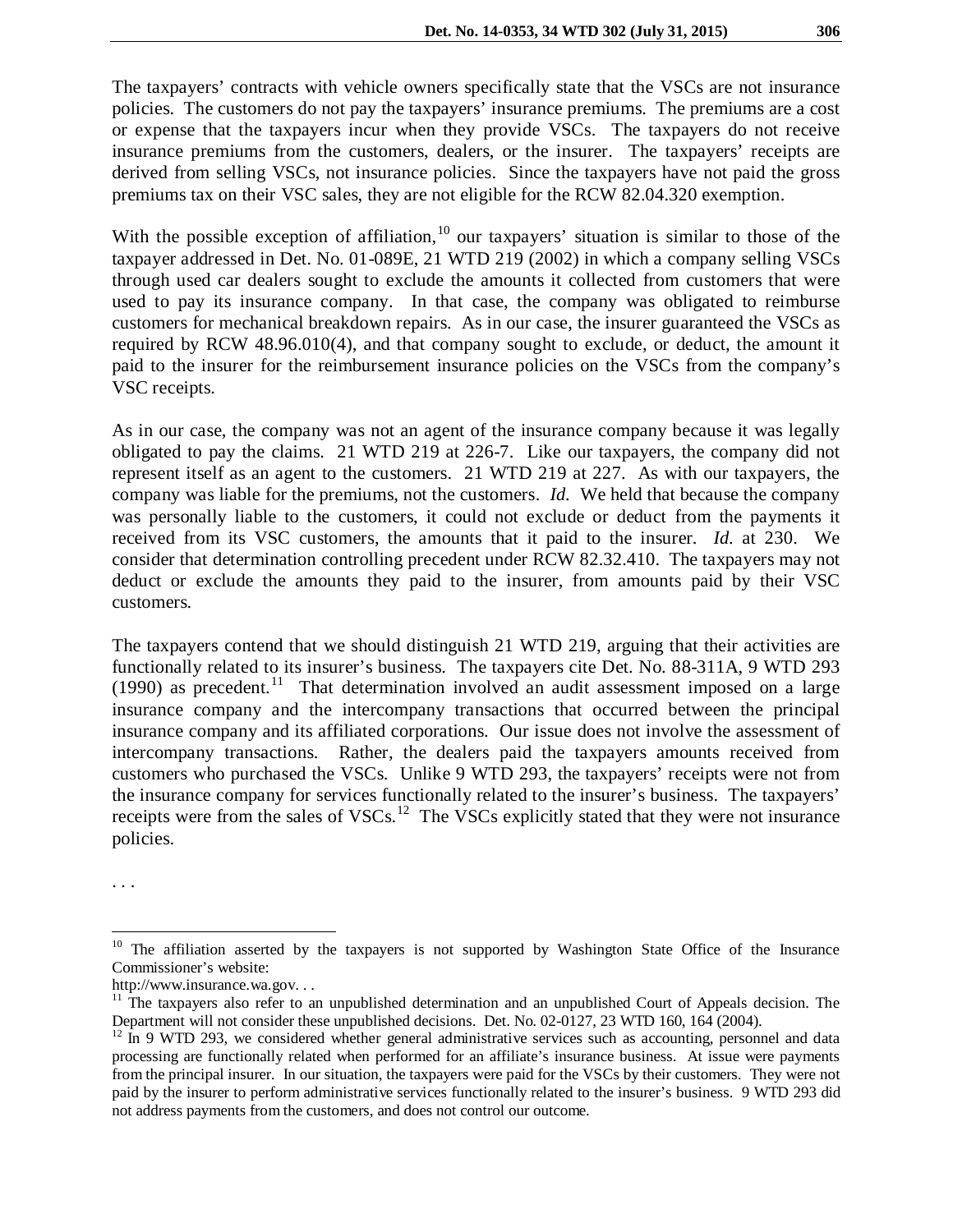The taxpayers' contracts with vehicle owners specifically state that the VSCs are not insurance policies. The customers do not pay the taxpayers' insurance premiums. The premiums are a cost or expense that the taxpayers incur when they provide VSCs. The taxpayers do not receive insurance premiums from the customers, dealers, or the insurer. The taxpayers' receipts are derived from selling VSCs, not insurance policies. Since the taxpayers have not paid the gross premiums tax on their VSC sales, they are not eligible for the RCW 82.04.320 exemption.

With the possible exception of affiliation,[10] our taxpayers' situation is similar to those of the taxpayer addressed in Det. No. 01-089E, 21 WTD 219 (2002) in which a company selling VSCs through used car dealers sought to exclude the amounts it collected from customers that were used to pay its insurance company. In that case, the company was obligated to reimburse customers for mechanical breakdown repairs. As in our case, the insurer guaranteed the VSCs as required by RCW 48.96.010(4), and that company sought to exclude, or deduct, the amount it paid to the insurer for the reimbursement insurance policies on the VSCs from the company's VSC receipts.

As in our case, the company was not an agent of the insurance company because it was legally obligated to pay the claims. 21 WTD 219 at 226-7. Like our taxpayers, the company did not represent itself as an agent to the customers. 21 WTD 219 at 227. As with our taxpayers, the company was liable for the premiums, not the customers. *Id.* We held that because the company was personally liable to the customers, it could not exclude or deduct from the payments it received from its VSC customers, the amounts that it paid to the insurer. *Id.* at 230. We consider that determination controlling precedent under RCW 82.32.410. The taxpayers may not deduct or exclude the amounts they paid to the insurer, from amounts paid by their VSC customers.

The taxpayers contend that we should distinguish 21 WTD 219, arguing that their activities are functionally related to its insurer's business. The taxpayers cite Det. No. 88-311A, 9 WTD 293 (1990) as precedent.[11] That determination involved an audit assessment imposed on a large insurance company and the intercompany transactions that occurred between the principal insurance company and its affiliated corporations. Our issue does not involve the assessment of intercompany transactions. Rather, the dealers paid the taxpayers amounts received from customers who purchased the VSCs. Unlike 9 WTD 293, the taxpayers' receipts were not from the insurance company for services functionally related to the insurer's business. The taxpayers' receipts were from the sales of VSCs.[12] The VSCs explicitly stated that they were not insurance policies.

. . .

---

[10] The affiliation asserted by the taxpayers is not supported by Washington State Office of the Insurance Commissioner's website:
http://www.insurance.wa.gov. . .

[11] The taxpayers also refer to an unpublished determination and an unpublished Court of Appeals decision. The Department will not consider these unpublished decisions. Det. No. 02-0127, 23 WTD 160, 164 (2004).

[12] In 9 WTD 293, we considered whether general administrative services such as accounting, personnel and data processing are functionally related when performed for an affiliate's insurance business. At issue were payments from the principal insurer. In our situation, the taxpayers were paid for the VSCs by their customers. They were not paid by the insurer to perform administrative services functionally related to the insurer's business. 9 WTD 293 did not address payments from the customers, and does not control our outcome.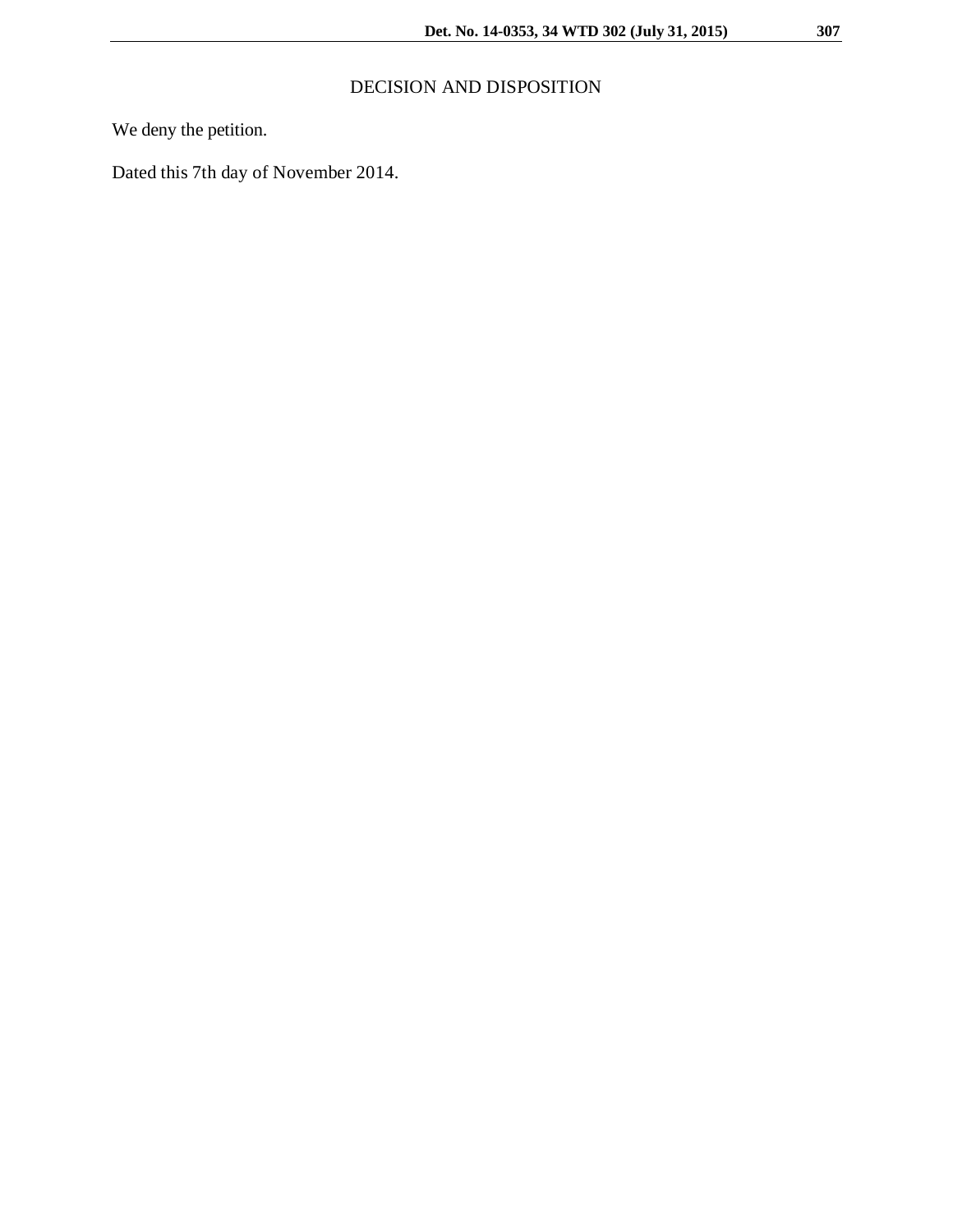## DECISION AND DISPOSITION

We deny the petition.

Dated this 7th day of November 2014.